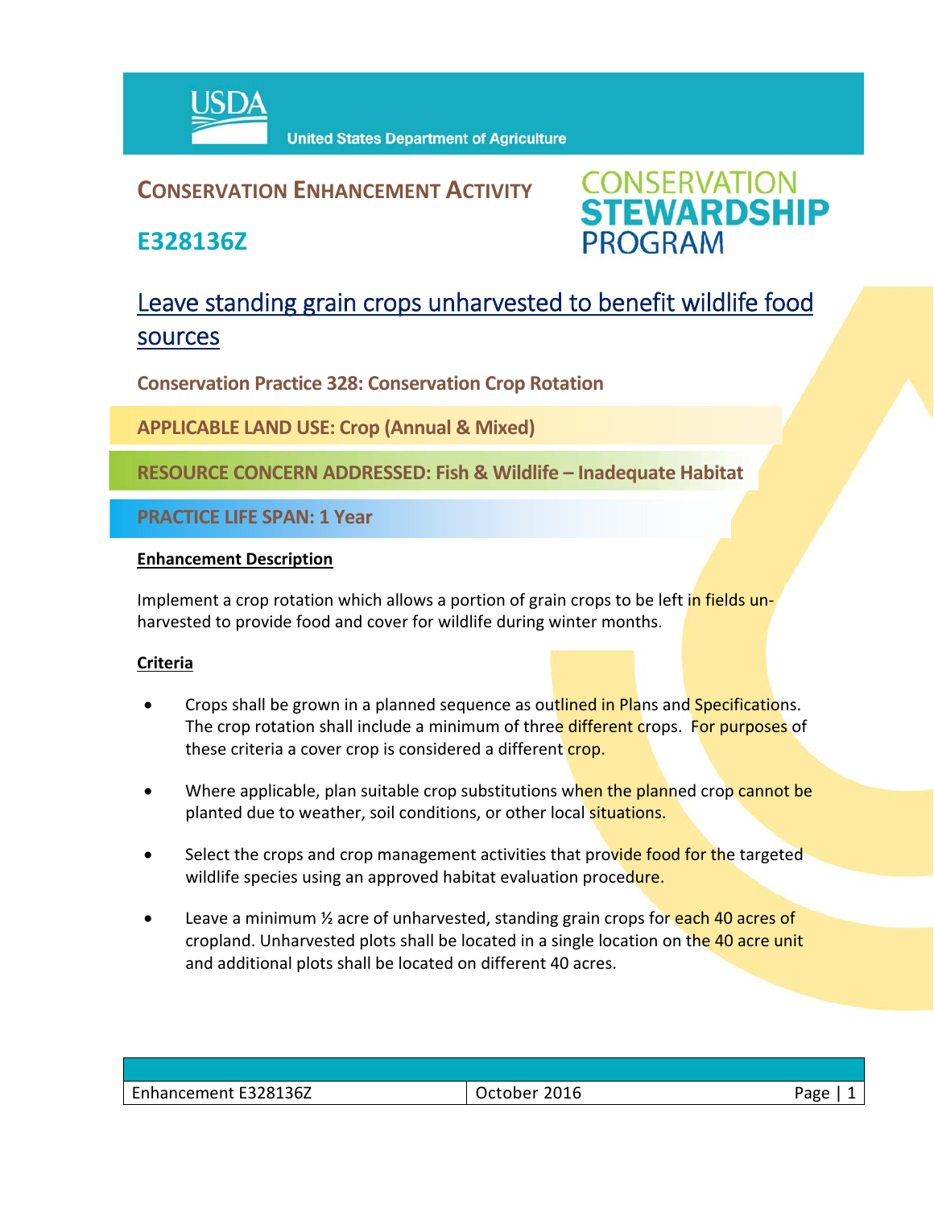USDA United States Department of Agriculture

## CONSERVATION ENHANCEMENT ACTIVITY

## E328136Z

CONSERVATION STEWARDSHIP PROGRAM

# Leave standing grain crops unharvested to benefit wildlife food sources

**Conservation Practice 328: Conservation Crop Rotation**

**APPLICABLE LAND USE: Crop (Annual & Mixed)**

**RESOURCE CONCERN ADDRESSED: Fish & Wildlife – Inadequate Habitat**

**PRACTICE LIFE SPAN: 1 Year**

**Enhancement Description**

Implement a crop rotation which allows a portion of grain crops to be left in fields un-harvested to provide food and cover for wildlife during winter months.

**Criteria**

- Crops shall be grown in a planned sequence as outlined in Plans and Specifications. The crop rotation shall include a minimum of three different crops. For purposes of these criteria a cover crop is considered a different crop.
- Where applicable, plan suitable crop substitutions when the planned crop cannot be planted due to weather, soil conditions, or other local situations.
- Select the crops and crop management activities that provide food for the targeted wildlife species using an approved habitat evaluation procedure.
- Leave a minimum ½ acre of unharvested, standing grain crops for each 40 acres of cropland. Unharvested plots shall be located in a single location on the 40 acre unit and additional plots shall be located on different 40 acres.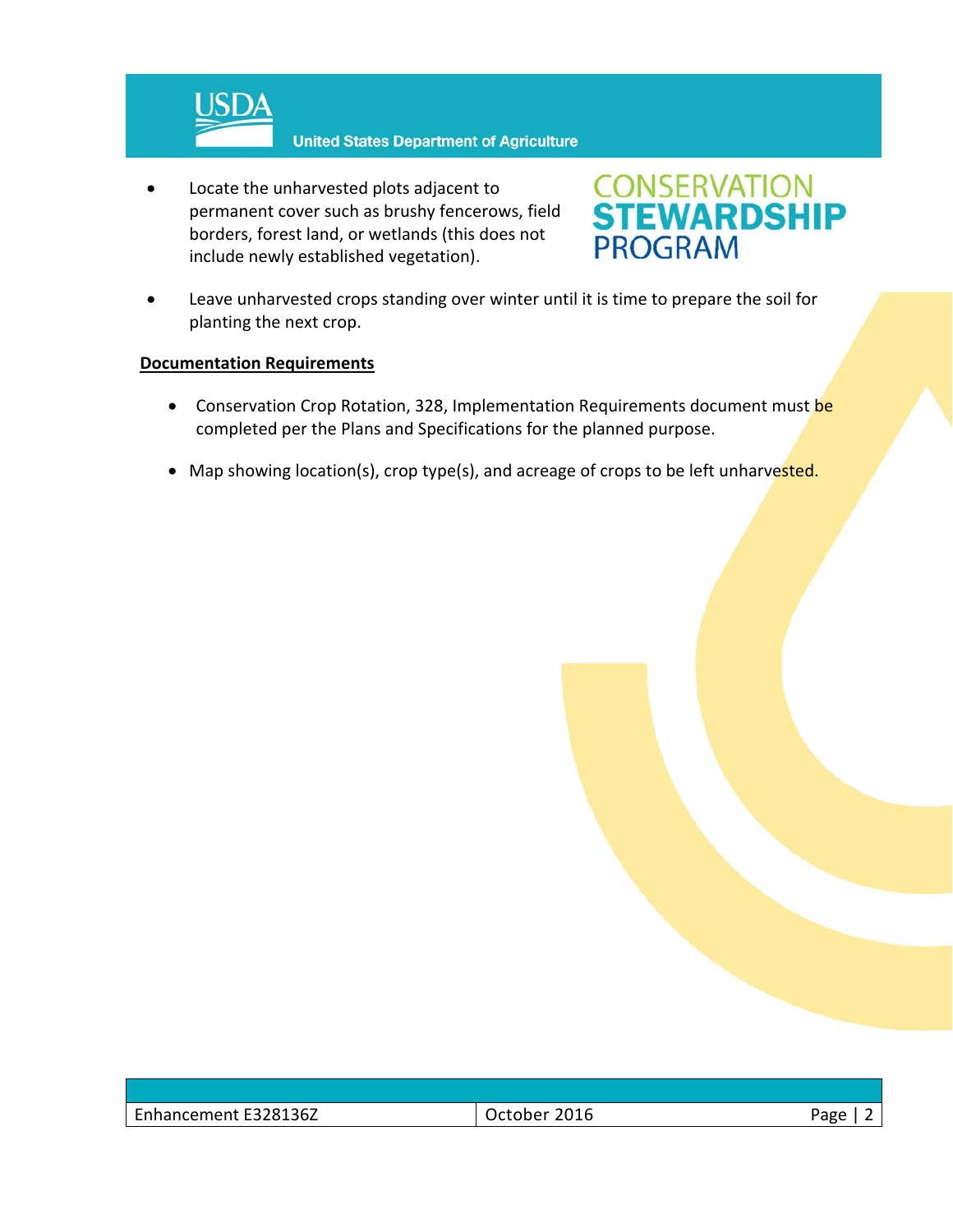- Locate the unharvested plots adjacent to permanent cover such as brushy fencerows, field borders, forest land, or wetlands (this does not include newly established vegetation).

- Leave unharvested crops standing over winter until it is time to prepare the soil for planting the next crop.

**Documentation Requirements**

- Conservation Crop Rotation, 328, Implementation Requirements document must be completed per the Plans and Specifications for the planned purpose.

- Map showing location(s), crop type(s), and acreage of crops to be left unharvested.